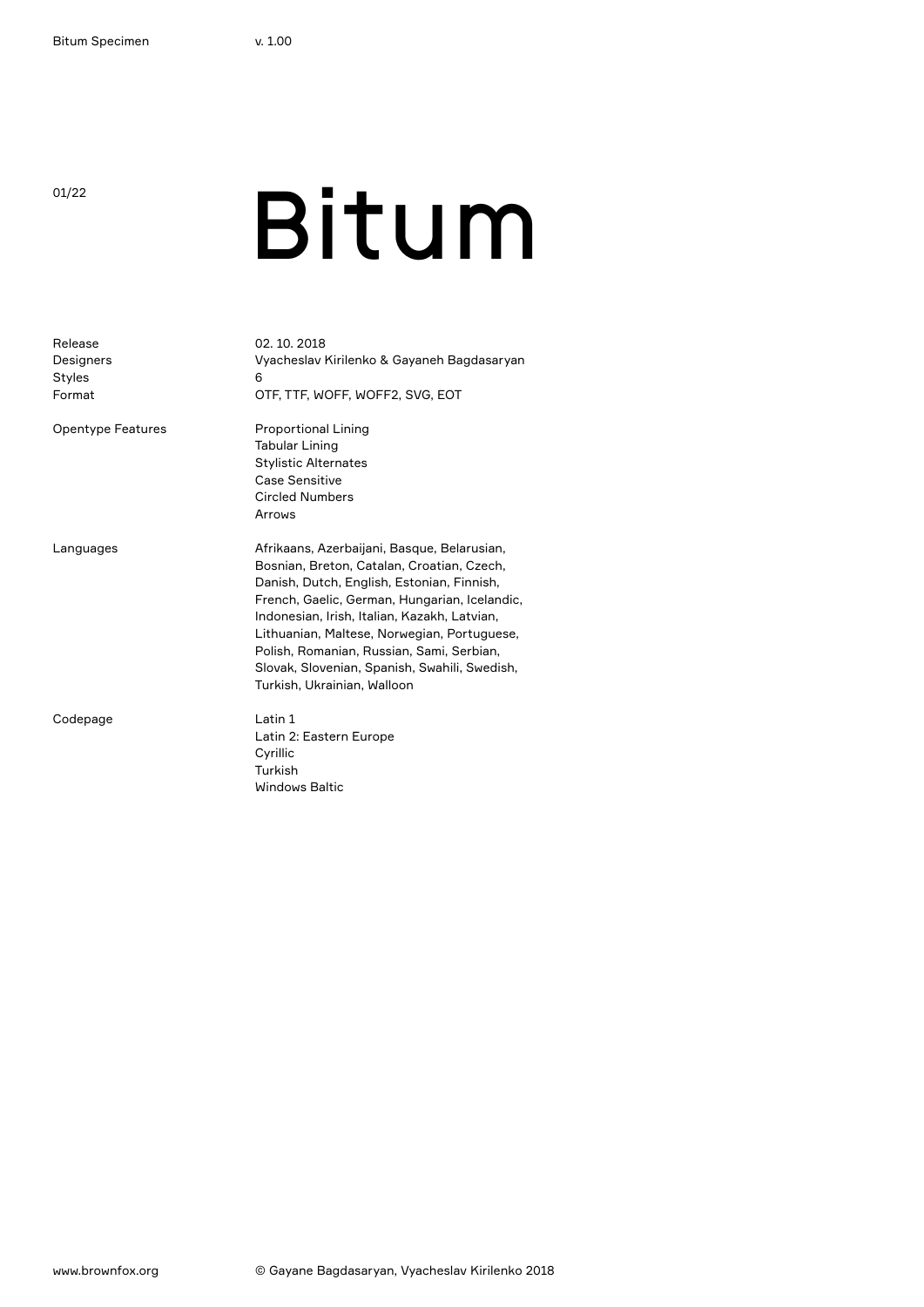# Bitum

| | |
|---|---|
| Release | 02. 10. 2018 |
| Designers | Vyacheslav Kirilenko & Gayaneh Bagdasaryan |
| Styles | 6 |
| Format | OTF, TTF, WOFF, WOFF2, SVG, EOT |

Opentype Features

- Proportional Lining
- Tabular Lining
- Stylistic Alternates
- Case Sensitive
- Circled Numbers
- Arrows

Languages

Afrikaans, Azerbaijani, Basque, Belarusian, Bosnian, Breton, Catalan, Croatian, Czech, Danish, Dutch, English, Estonian, Finnish, French, Gaelic, German, Hungarian, Icelandic, Indonesian, Irish, Italian, Kazakh, Latvian, Lithuanian, Maltese, Norwegian, Portuguese, Polish, Romanian, Russian, Sami, Serbian, Slovak, Slovenian, Spanish, Swahili, Swedish, Turkish, Ukrainian, Walloon

Codepage

- Latin 1
- Latin 2: Eastern Europe
- Cyrillic
- Turkish
- Windows Baltic

www.brownfox.org

© Gayane Bagdasaryan, Vyacheslav Kirilenko 2018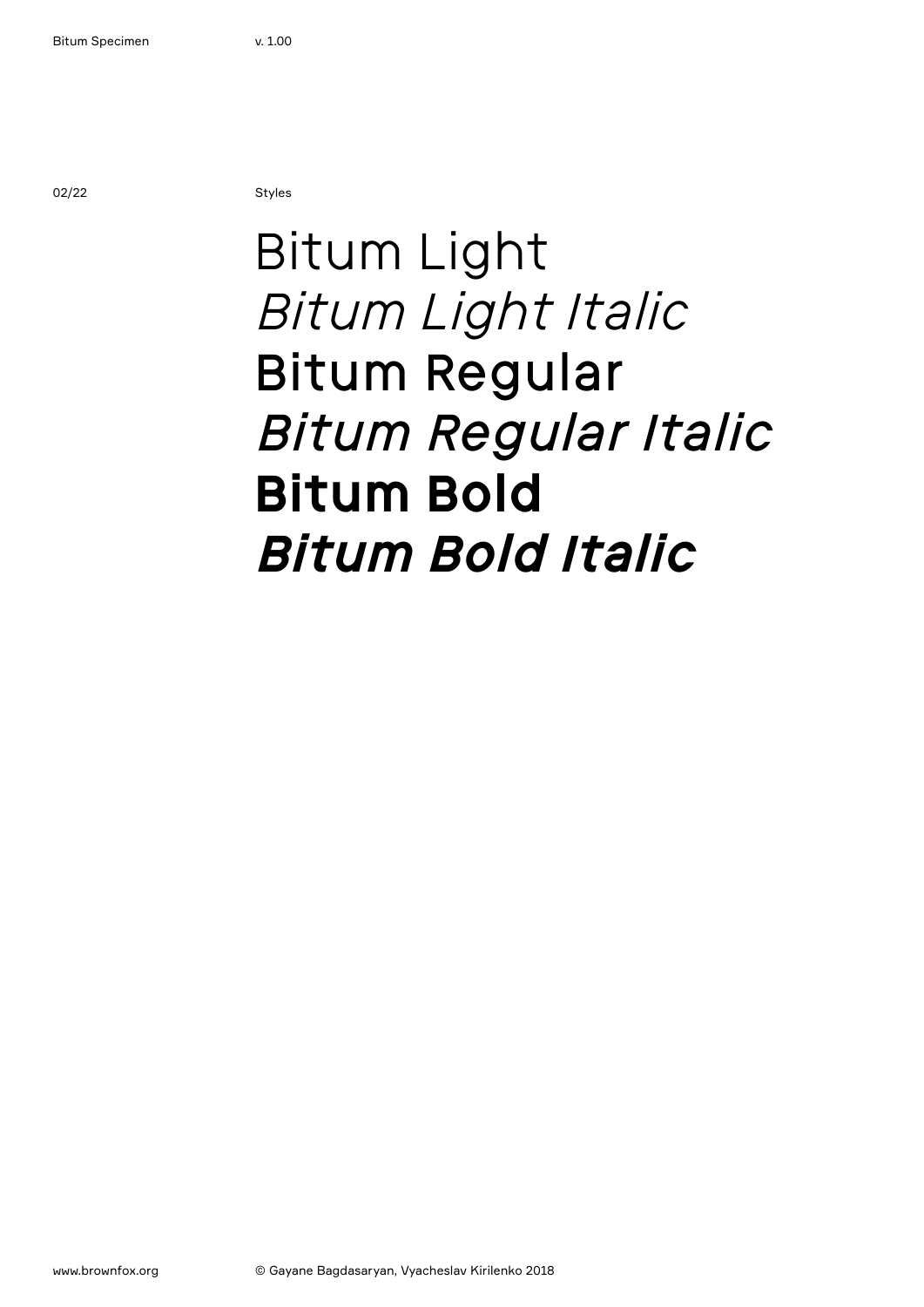Styles

Bitum Light
*Bitum Light Italic*
Bitum Regular
*Bitum Regular Italic*
**Bitum Bold**
***Bitum Bold Italic***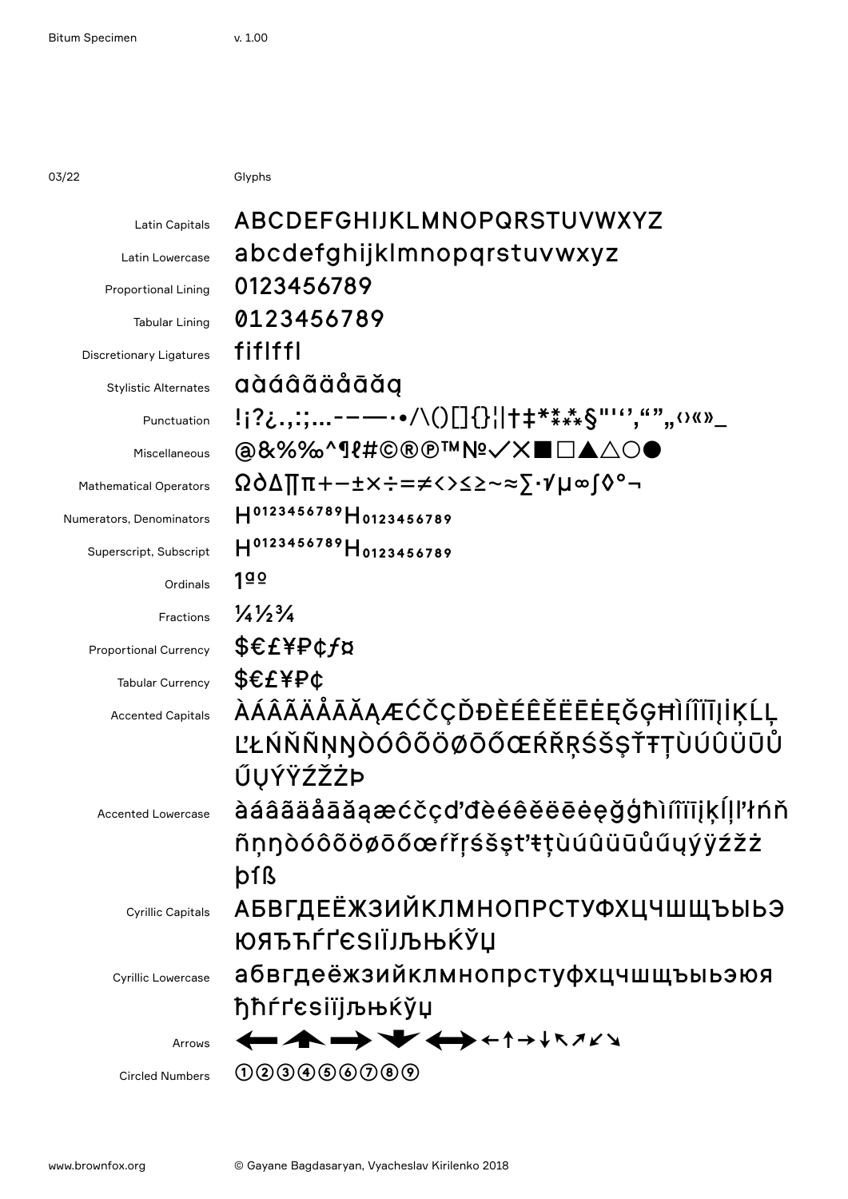03/22 Glyphs

| | |
|---|---|
| Latin Capitals | ABCDEFGHIJKLMNOPQRSTUVWXYZ |
| Latin Lowercase | abcdefghijklmnopqrstuvwxyz |
| Proportional Lining | 0123456789 |
| Tabular Lining | 0123456789 |
| Discretionary Ligatures | fiflffl |
| Stylistic Alternates | ɑàáâãäåāăą |
| Punctuation | !¡?¿.,:;…-–—·•/\()[]{}¦\|†‡*⁑⁂§"'‘’‚“”„‹›«»_ |
| Miscellaneous | @&%‰^¶ℓ#©®℗™№✓✕■□▲△○● |
| Mathematical Operators | Ω∂∆∏π+−±×÷=≠<>≤≥~≈∑·√µ∞∫◊°¬ |
| Numerators, Denominators | H⁰¹²³⁴⁵⁶⁷⁸⁹H₀₁₂₃₄₅₆₇₈₉ |
| Superscript, Subscript | H⁰¹²³⁴⁵⁶⁷⁸⁹H₀₁₂₃₄₅₆₇₈₉ |
| Ordinals | 1ªº |
| Fractions | ¼½¾ |
| Proportional Currency | $€£¥₽¢ƒ¤ |
| Tabular Currency | $€£¥₽¢ |
| Accented Capitals | ÀÁÂÃÄÅĀĂĄÆĆČÇĎĐÈÉÊĚËĒĖĘĞĢĦÌÍÎÏĪĮİĶĹĻĽŁŃŇÑŅŊÒÓÔÕÖØŌŐŒŔŘŖŚŠŞŤŦŢÙÚÛÜŪŮŰŲÝŸŹŽŻÞ |
| Accented Lowercase | àáâãäåāăąæćčçďđèéêěëēėęğģħìíîïīįķĺļľłńňñņŋòóôõöøōőœŕřŗśšşť ŧţùúûüūůűųýÿźžżþſß |
| Cyrillic Capitals | АБВГДЕЁЖЗИЙКЛМНОПРСТУФХЦЧШЩЪЫЬЭЮЯЂЋЃҐЄЅІЇЈЉЊЌЎЏ |
| Cyrillic Lowercase | абвгдеёжзийклмнопрстуфхцчшщъыьэюяђћѓґєѕіїјљњќўџ |
| Arrows | ⬅⬆➡⬇⬌←↑→↓↖↗↙↘ |
| Circled Numbers | ①②③④⑤⑥⑦⑧⑨ |

© Gayane Bagdasaryan, Vyacheslav Kirilenko 2018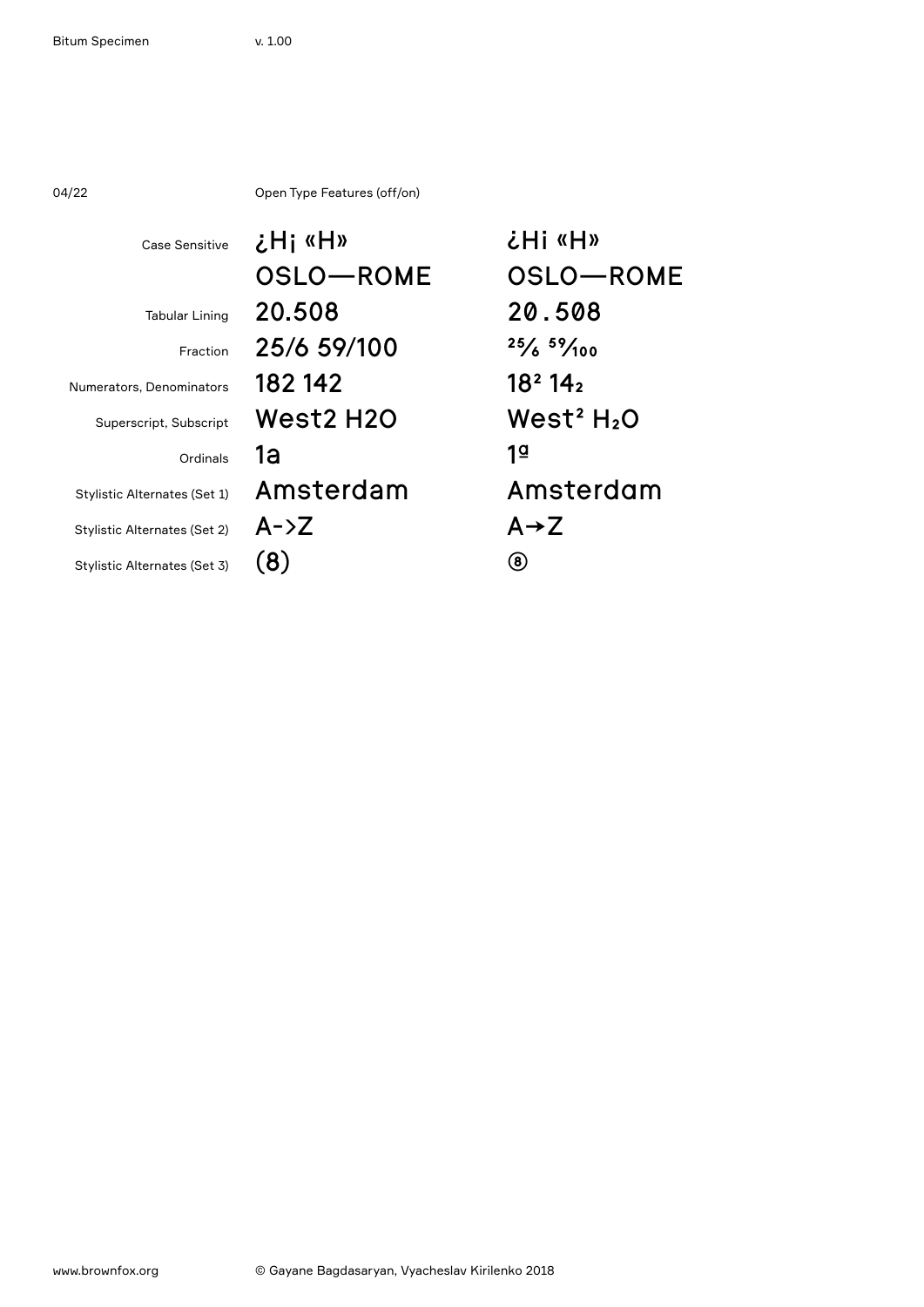Open Type Features (off/on)

| Feature | Off | On |
|---|---|---|
| Case Sensitive | ¿H¡ «H» OSLO—ROME | ¿Hi «H» OSLO—ROME |
| Tabular Lining | 20.508 | 20.508 |
| Fraction | 25/6 59/100 | 25⁄6 59⁄100 |
| Numerators, Denominators | 182 142 | $18^2$ $14_2$ |
| Superscript, Subscript | West2 H2O | $West^2$ $H_2O$ |
| Ordinals | 1a | 1ª |
| Stylistic Alternates (Set 1) | Amsterdam | Amsterdam |
| Stylistic Alternates (Set 2) | A->Z | A→Z |
| Stylistic Alternates (Set 3) | (8) | ⑧ |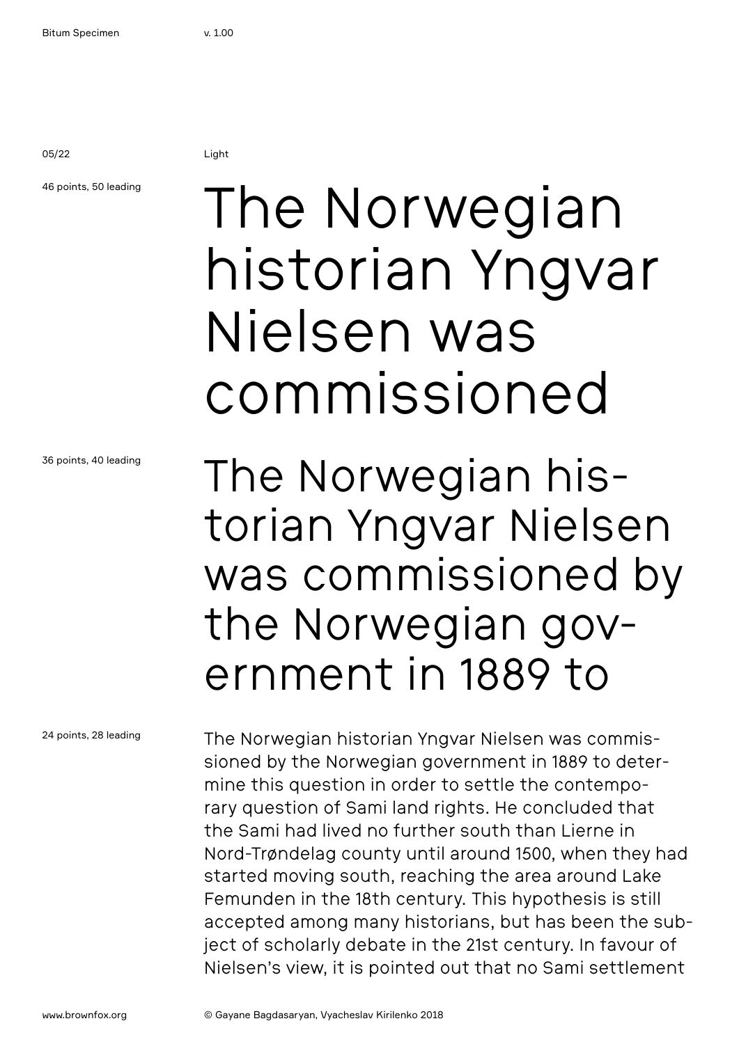Light

46 points, 50 leading

The Norwegian historian Yngvar Nielsen was commissioned

36 points, 40 leading

The Norwegian historian Yngvar Nielsen was commissioned by the Norwegian government in 1889 to

24 points, 28 leading

The Norwegian historian Yngvar Nielsen was commissioned by the Norwegian government in 1889 to determine this question in order to settle the contemporary question of Sami land rights. He concluded that the Sami had lived no further south than Lierne in Nord-Trøndelag county until around 1500, when they had started moving south, reaching the area around Lake Femunden in the 18th century. This hypothesis is still accepted among many historians, but has been the subject of scholarly debate in the 21st century. In favour of Nielsen's view, it is pointed out that no Sami settlement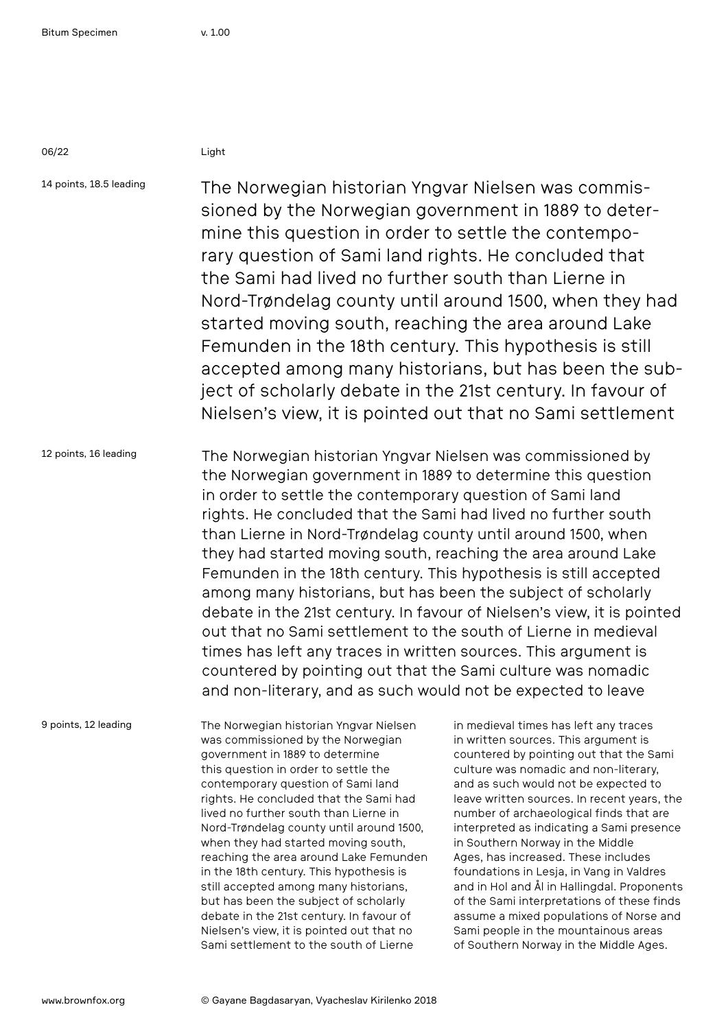Light

14 points, 18.5 leading

The Norwegian historian Yngvar Nielsen was commissioned by the Norwegian government in 1889 to determine this question in order to settle the contemporary question of Sami land rights. He concluded that the Sami had lived no further south than Lierne in Nord-Trøndelag county until around 1500, when they had started moving south, reaching the area around Lake Femunden in the 18th century. This hypothesis is still accepted among many historians, but has been the subject of scholarly debate in the 21st century. In favour of Nielsen's view, it is pointed out that no Sami settlement

12 points, 16 leading

The Norwegian historian Yngvar Nielsen was commissioned by the Norwegian government in 1889 to determine this question in order to settle the contemporary question of Sami land rights. He concluded that the Sami had lived no further south than Lierne in Nord-Trøndelag county until around 1500, when they had started moving south, reaching the area around Lake Femunden in the 18th century. This hypothesis is still accepted among many historians, but has been the subject of scholarly debate in the 21st century. In favour of Nielsen's view, it is pointed out that no Sami settlement to the south of Lierne in medieval times has left any traces in written sources. This argument is countered by pointing out that the Sami culture was nomadic and non-literary, and as such would not be expected to leave

9 points, 12 leading

The Norwegian historian Yngvar Nielsen was commissioned by the Norwegian government in 1889 to determine this question in order to settle the contemporary question of Sami land rights. He concluded that the Sami had lived no further south than Lierne in Nord-Trøndelag county until around 1500, when they had started moving south, reaching the area around Lake Femunden in the 18th century. This hypothesis is still accepted among many historians, but has been the subject of scholarly debate in the 21st century. In favour of Nielsen's view, it is pointed out that no Sami settlement to the south of Lierne in medieval times has left any traces in written sources. This argument is countered by pointing out that the Sami culture was nomadic and non-literary, and as such would not be expected to leave written sources. In recent years, the number of archaeological finds that are interpreted as indicating a Sami presence in Southern Norway in the Middle Ages, has increased. These includes foundations in Lesja, in Vang in Valdres and in Hol and Ål in Hallingdal. Proponents of the Sami interpretations of these finds assume a mixed populations of Norse and Sami people in the mountainous areas of Southern Norway in the Middle Ages.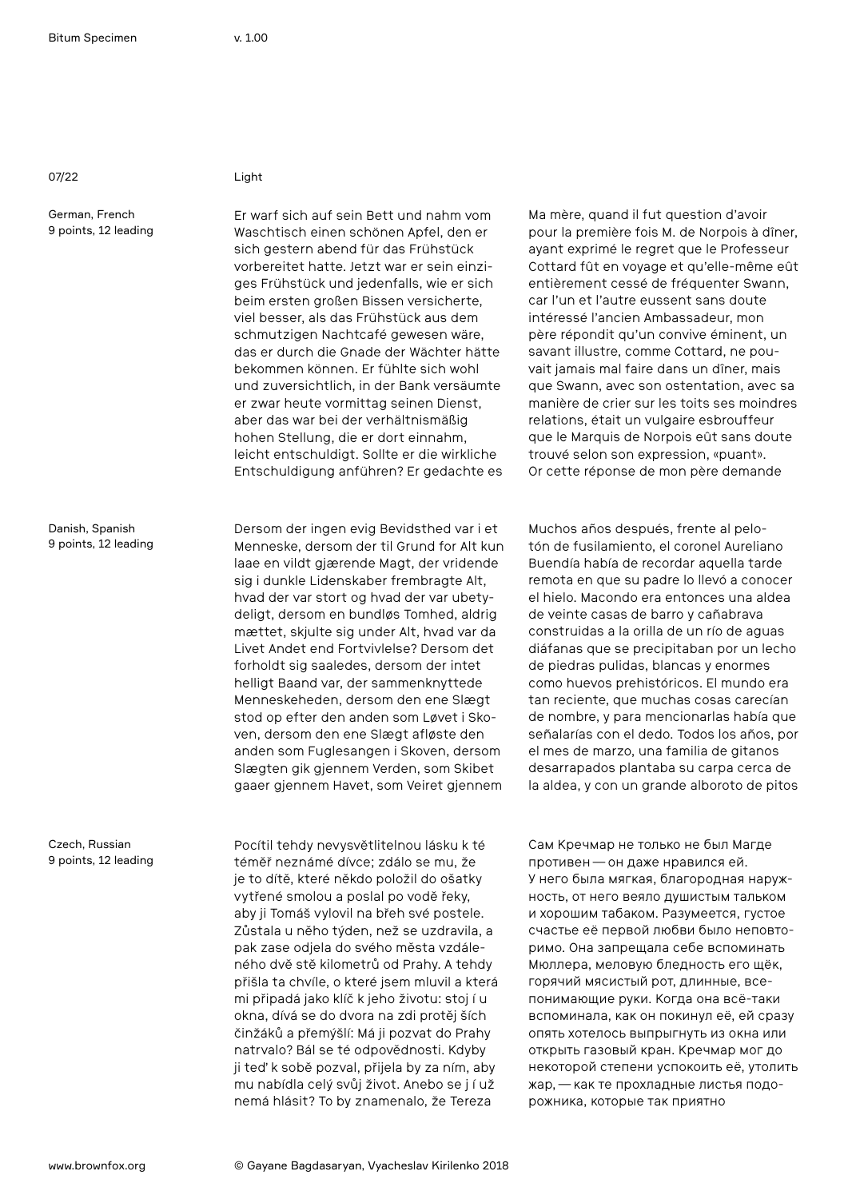## Light

### German, French
9 points, 12 leading

Er warf sich auf sein Bett und nahm vom Waschtisch einen schönen Apfel, den er sich gestern abend für das Frühstück vorbereitet hatte. Jetzt war er sein einziges Frühstück und jedenfalls, wie er sich beim ersten großen Bissen versicherte, viel besser, als das Frühstück aus dem schmutzigen Nachtcafé gewesen wäre, das er durch die Gnade der Wächter hätte bekommen können. Er fühlte sich wohl und zuversichtlich, in der Bank versäumte er zwar heute vormittag seinen Dienst, aber das war bei der verhältnismäßig hohen Stellung, die er dort einnahm, leicht entschuldigt. Sollte er die wirkliche Entschuldigung anführen? Er gedachte es

Ma mère, quand il fut question d'avoir pour la première fois M. de Norpois à dîner, ayant exprimé le regret que le Professeur Cottard fût en voyage et qu'elle-même eût entièrement cessé de fréquenter Swann, car l'un et l'autre eussent sans doute intéressé l'ancien Ambassadeur, mon père répondit qu'un convive éminent, un savant illustre, comme Cottard, ne pouvait jamais mal faire dans un dîner, mais que Swann, avec son ostentation, avec sa manière de crier sur les toits ses moindres relations, était un vulgaire esbrouffeur que le Marquis de Norpois eût sans doute trouvé selon son expression, «puant». Or cette réponse de mon père demande

### Danish, Spanish
9 points, 12 leading

Dersom der ingen evig Bevidsthed var i et Menneske, dersom der til Grund for Alt kun laae en vildt gjærende Magt, der vridende sig i dunkle Lidenskaber frembragte Alt, hvad der var stort og hvad der var ubetydeligt, dersom en bundløs Tomhed, aldrig mættet, skjulte sig under Alt, hvad var da Livet Andet end Fortvivlelse? Dersom det forholdt sig saaledes, dersom der intet helligt Baand var, der sammenknyttede Menneskeheden, dersom den ene Slægt stod op efter den anden som Løvet i Skoven, dersom den ene Slægt afløste den anden som Fuglesangen i Skoven, dersom Slægten gik gjennem Verden, som Skibet gaaer gjennem Havet, som Veiret gjennem

Muchos años después, frente al pelotón de fusilamiento, el coronel Aureliano Buendía había de recordar aquella tarde remota en que su padre lo llevó a conocer el hielo. Macondo era entonces una aldea de veinte casas de barro y cañabrava construidas a la orilla de un río de aguas diáfanas que se precipitaban por un lecho de piedras pulidas, blancas y enormes como huevos prehistóricos. El mundo era tan reciente, que muchas cosas carecían de nombre, y para mencionarlas había que señalarías con el dedo. Todos los años, por el mes de marzo, una familia de gitanos desarrapados plantaba su carpa cerca de la aldea, y con un grande alboroto de pitos

### Czech, Russian
9 points, 12 leading

Pocítil tehdy nevysvětlitelnou lásku k té téměř neznámé dívce; zdálo se mu, že je to dítě, které někdo položil do ošatky vytřené smolou a poslal po vodě řeky, aby ji Tomáš vylovil na břeh své postele. Zůstala u něho týden, než se uzdravila, a pak zase odjela do svého města vzdáleného dvě stě kilometrů od Prahy. A tehdy přišla ta chvíle, o které jsem mluvil a která mi připadá jako klíč k jeho životu: stoj í u okna, dívá se do dvora na zdi protěj ších činžáků a přemýšlí: Má ji pozvat do Prahy natrvalo? Bál se té odpovědnosti. Kdyby ji teď k sobě pozval, přijela by za ním, aby mu nabídla celý svůj život. Anebo se j í už nemá hlásit? To by znamenalo, že Tereza

Сам Кречмар не только не был Магде противен — он даже нравился ей. У него была мягкая, благородная наружность, от него веяло душистым тальком и хорошим табаком. Разумеется, густое счастье её первой любви было неповторимо. Она запрещала себе вспоминать Мюллера, меловую бледность его щёк, горячий мясистый рот, длинные, всепонимающие руки. Когда она всё-таки вспоминала, как он покинул её, ей сразу опять хотелось выпрыгнуть из окна или открыть газовый кран. Кречмар мог до некоторой степени успокоить её, утолить жар, — как те прохладные листья подорожника, которые так приятно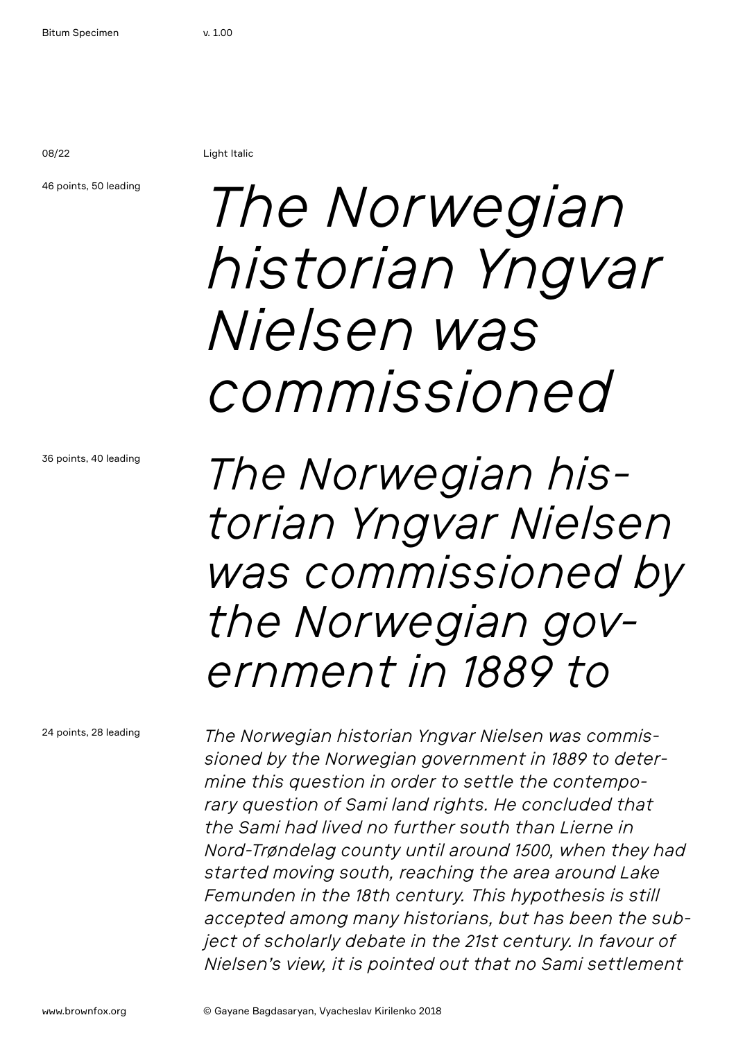Light Italic

46 points, 50 leading

*The Norwegian historian Yngvar Nielsen was commissioned*

36 points, 40 leading

*The Norwegian historian Yngvar Nielsen was commissioned by the Norwegian government in 1889 to*

24 points, 28 leading

*The Norwegian historian Yngvar Nielsen was commissioned by the Norwegian government in 1889 to determine this question in order to settle the contemporary question of Sami land rights. He concluded that the Sami had lived no further south than Lierne in Nord-Trøndelag county until around 1500, when they had started moving south, reaching the area around Lake Femunden in the 18th century. This hypothesis is still accepted among many historians, but has been the subject of scholarly debate in the 21st century. In favour of Nielsen's view, it is pointed out that no Sami settlement*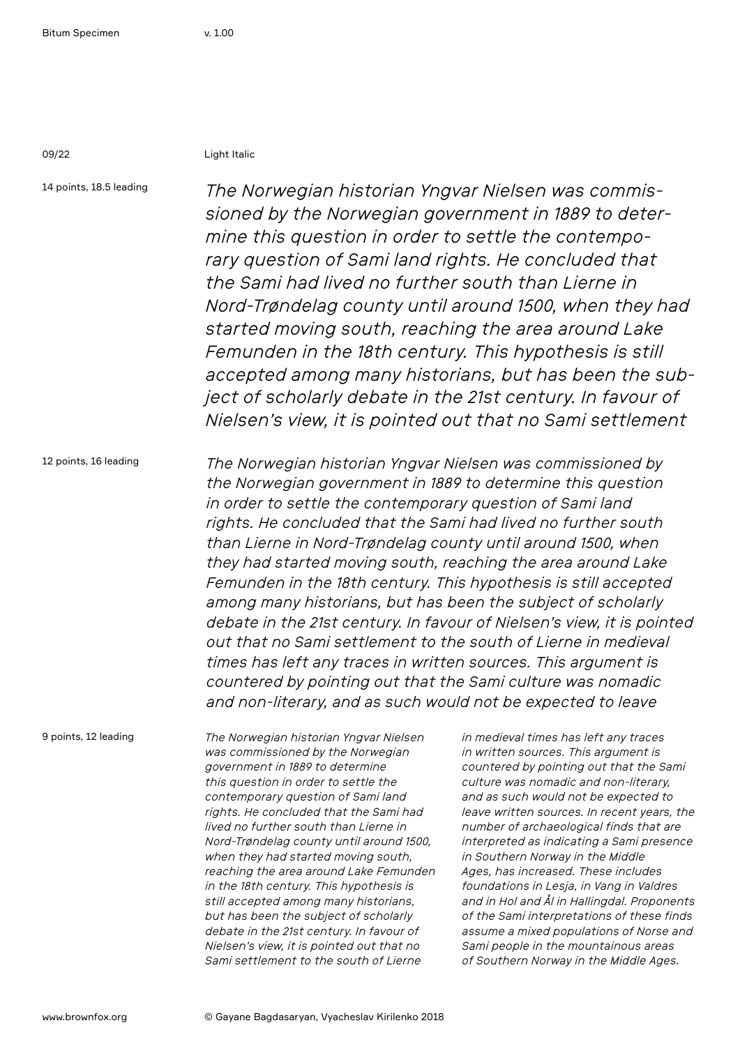09/22

Light Italic

14 points, 18.5 leading

*The Norwegian historian Yngvar Nielsen was commissioned by the Norwegian government in 1889 to determine this question in order to settle the contemporary question of Sami land rights. He concluded that the Sami had lived no further south than Lierne in Nord-Trøndelag county until around 1500, when they had started moving south, reaching the area around Lake Femunden in the 18th century. This hypothesis is still accepted among many historians, but has been the subject of scholarly debate in the 21st century. In favour of Nielsen's view, it is pointed out that no Sami settlement*

12 points, 16 leading

*The Norwegian historian Yngvar Nielsen was commissioned by the Norwegian government in 1889 to determine this question in order to settle the contemporary question of Sami land rights. He concluded that the Sami had lived no further south than Lierne in Nord-Trøndelag county until around 1500, when they had started moving south, reaching the area around Lake Femunden in the 18th century. This hypothesis is still accepted among many historians, but has been the subject of scholarly debate in the 21st century. In favour of Nielsen's view, it is pointed out that no Sami settlement to the south of Lierne in medieval times has left any traces in written sources. This argument is countered by pointing out that the Sami culture was nomadic and non-literary, and as such would not be expected to leave*

9 points, 12 leading

*The Norwegian historian Yngvar Nielsen was commissioned by the Norwegian government in 1889 to determine this question in order to settle the contemporary question of Sami land rights. He concluded that the Sami had lived no further south than Lierne in Nord-Trøndelag county until around 1500, when they had started moving south, reaching the area around Lake Femunden in the 18th century. This hypothesis is still accepted among many historians, but has been the subject of scholarly debate in the 21st century. In favour of Nielsen's view, it is pointed out that no Sami settlement to the south of Lierne in medieval times has left any traces in written sources. This argument is countered by pointing out that the Sami culture was nomadic and non-literary, and as such would not be expected to leave written sources. In recent years, the number of archaeological finds that are interpreted as indicating a Sami presence in Southern Norway in the Middle Ages, has increased. These includes foundations in Lesja, in Vang in Valdres and in Hol and Ål in Hallingdal. Proponents of the Sami interpretations of these finds assume a mixed populations of Norse and Sami people in the mountainous areas of Southern Norway in the Middle Ages.*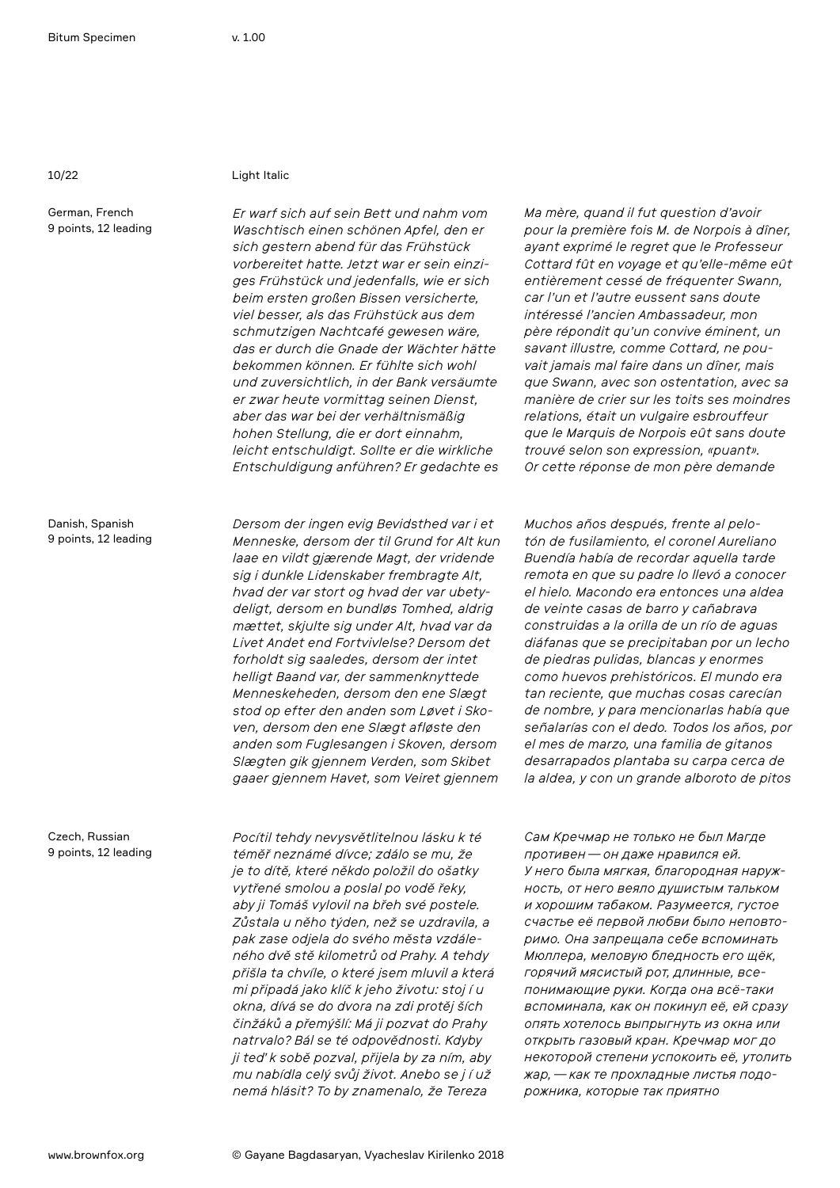Light Italic

German, French
9 points, 12 leading

*Er warf sich auf sein Bett und nahm vom Waschtisch einen schönen Apfel, den er sich gestern abend für das Frühstück vorbereitet hatte. Jetzt war er sein einziges Frühstück und jedenfalls, wie er sich beim ersten großen Bissen versicherte, viel besser, als das Frühstück aus dem schmutzigen Nachtcafé gewesen wäre, das er durch die Gnade der Wächter hätte bekommen können. Er fühlte sich wohl und zuversichtlich, in der Bank versäumte er zwar heute vormittag seinen Dienst, aber das war bei der verhältnismäßig hohen Stellung, die er dort einnahm, leicht entschuldigt. Sollte er die wirkliche Entschuldigung anführen? Er gedachte es*

*Ma mère, quand il fut question d'avoir pour la première fois M. de Norpois à dîner, ayant exprimé le regret que le Professeur Cottard fût en voyage et qu'elle-même eût entièrement cessé de fréquenter Swann, car l'un et l'autre eussent sans doute intéressé l'ancien Ambassadeur, mon père répondit qu'un convive éminent, un savant illustre, comme Cottard, ne pouvait jamais mal faire dans un dîner, mais que Swann, avec son ostentation, avec sa manière de crier sur les toits ses moindres relations, était un vulgaire esbrouffeur que le Marquis de Norpois eût sans doute trouvé selon son expression, «puant». Or cette réponse de mon père demande*

Danish, Spanish
9 points, 12 leading

*Dersom der ingen evig Bevidsthed var i et Menneske, dersom der til Grund for Alt kun laae en vildt gjærende Magt, der vridende sig i dunkle Lidenskaber frembragte Alt, hvad der var stort og hvad der var ubetydeligt, dersom en bundløs Tomhed, aldrig mættet, skjulte sig under Alt, hvad var da Livet Andet end Fortvivlelse? Dersom det forholdt sig saaledes, dersom der intet helligt Baand var, der sammenknyttede Menneskeheden, dersom den ene Slægt stod op efter den anden som Løvet i Skoven, dersom den ene Slægt afløste den anden som Fuglesangen i Skoven, dersom Slægten gik gjennem Verden, som Skibet gaaer gjennem Havet, som Veiret gjennem*

*Muchos años después, frente al pelotón de fusilamiento, el coronel Aureliano Buendía había de recordar aquella tarde remota en que su padre lo llevó a conocer el hielo. Macondo era entonces una aldea de veinte casas de barro y cañabrava construidas a la orilla de un río de aguas diáfanas que se precipitaban por un lecho de piedras pulidas, blancas y enormes como huevos prehistóricos. El mundo era tan reciente, que muchas cosas carecían de nombre, y para mencionarlas había que señalarías con el dedo. Todos los años, por el mes de marzo, una familia de gitanos desarrapados plantaba su carpa cerca de la aldea, y con un grande alboroto de pitos*

Czech, Russian
9 points, 12 leading

*Pocítil tehdy nevysvětlitelnou lásku k té téměř neznámé dívce; zdálo se mu, že je to dítě, které někdo položil do ošatky vytřené smolou a poslal po vodě řeky, aby ji Tomáš vylovil na břeh své postele. Zůstala u něho týden, než se uzdravila, a pak zase odjela do svého města vzdáleného dvě stě kilometrů od Prahy. A tehdy přišla ta chvíle, o které jsem mluvil a která mi připadá jako klíč k jeho životu: stoj í u okna, dívá se do dvora na zdi protěj ších činžáků a přemýšlí: Má ji pozvat do Prahy natrvalo? Bál se té odpovědnosti. Kdyby ji teď k sobě pozval, přijela by za ním, aby mu nabídla celý svůj život. Anebo se j í už nemá hlásit? To by znamenalo, že Tereza*

*Сам Кречмар не только не был Магде противен — он даже нравился ей. У него была мягкая, благородная наружность, от него веяло душистым тальком и хорошим табаком. Разумеется, густое счастье её первой любви было неповторимо. Она запрещала себе вспоминать Мюллера, меловую бледность его щёк, горячий мясистый рот, длинные, всепонимающие руки. Когда она всё-таки вспоминала, как он покинул её, ей сразу опять хотелось выпрыгнуть из окна или открыть газовый кран. Кречмар мог до некоторой степени успокоить её, утолить жар, — как те прохладные листья подорожника, которые так приятно*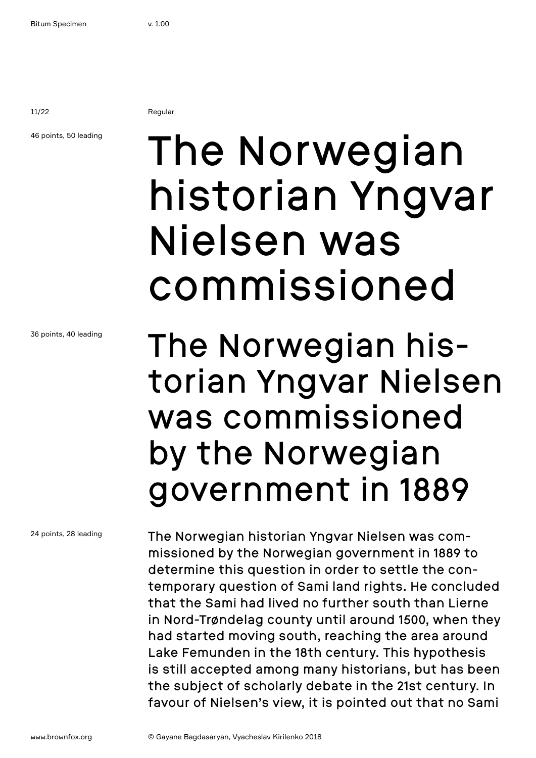Regular

46 points, 50 leading

# The Norwegian historian Yngvar Nielsen was commissioned

36 points, 40 leading

## The Norwegian historian Yngvar Nielsen was commissioned by the Norwegian government in 1889

24 points, 28 leading

The Norwegian historian Yngvar Nielsen was commissioned by the Norwegian government in 1889 to determine this question in order to settle the contemporary question of Sami land rights. He concluded that the Sami had lived no further south than Lierne in Nord-Trøndelag county until around 1500, when they had started moving south, reaching the area around Lake Femunden in the 18th century. This hypothesis is still accepted among many historians, but has been the subject of scholarly debate in the 21st century. In favour of Nielsen's view, it is pointed out that no Sami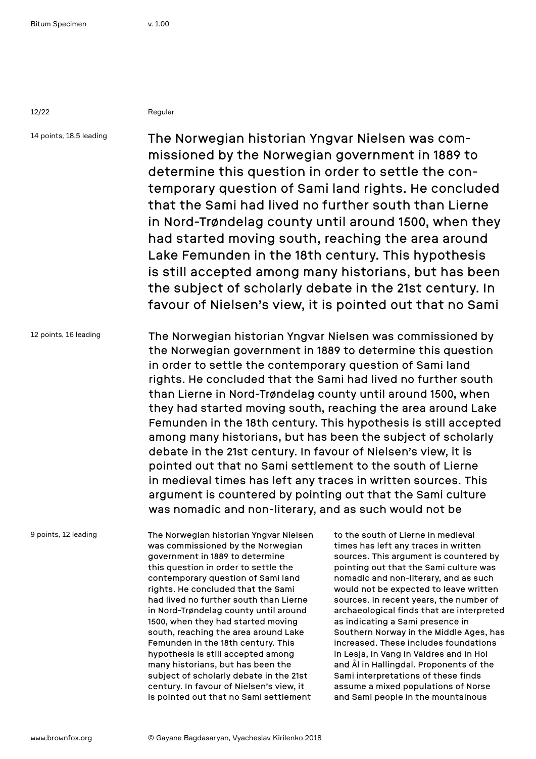Regular

14 points, 18.5 leading

The Norwegian historian Yngvar Nielsen was commissioned by the Norwegian government in 1889 to determine this question in order to settle the contemporary question of Sami land rights. He concluded that the Sami had lived no further south than Lierne in Nord-Trøndelag county until around 1500, when they had started moving south, reaching the area around Lake Femunden in the 18th century. This hypothesis is still accepted among many historians, but has been the subject of scholarly debate in the 21st century. In favour of Nielsen's view, it is pointed out that no Sami

12 points, 16 leading

The Norwegian historian Yngvar Nielsen was commissioned by the Norwegian government in 1889 to determine this question in order to settle the contemporary question of Sami land rights. He concluded that the Sami had lived no further south than Lierne in Nord-Trøndelag county until around 1500, when they had started moving south, reaching the area around Lake Femunden in the 18th century. This hypothesis is still accepted among many historians, but has been the subject of scholarly debate in the 21st century. In favour of Nielsen's view, it is pointed out that no Sami settlement to the south of Lierne in medieval times has left any traces in written sources. This argument is countered by pointing out that the Sami culture was nomadic and non-literary, and as such would not be

9 points, 12 leading

The Norwegian historian Yngvar Nielsen was commissioned by the Norwegian government in 1889 to determine this question in order to settle the contemporary question of Sami land rights. He concluded that the Sami had lived no further south than Lierne in Nord-Trøndelag county until around 1500, when they had started moving south, reaching the area around Lake Femunden in the 18th century. This hypothesis is still accepted among many historians, but has been the subject of scholarly debate in the 21st century. In favour of Nielsen's view, it is pointed out that no Sami settlement to the south of Lierne in medieval times has left any traces in written sources. This argument is countered by pointing out that the Sami culture was nomadic and non-literary, and as such would not be expected to leave written sources. In recent years, the number of archaeological finds that are interpreted as indicating a Sami presence in Southern Norway in the Middle Ages, has increased. These includes foundations in Lesja, in Vang in Valdres and in Hol and Ål in Hallingdal. Proponents of the Sami interpretations of these finds assume a mixed populations of Norse and Sami people in the mountainous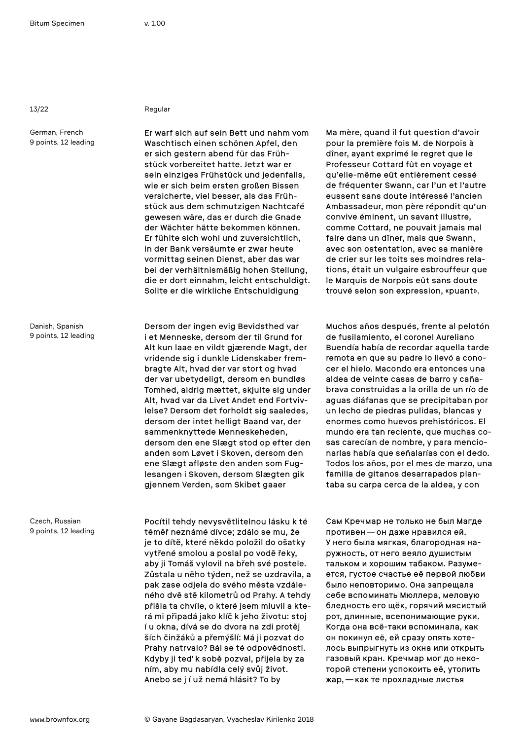Regular

German, French
9 points, 12 leading

Er warf sich auf sein Bett und nahm vom Waschtisch einen schönen Apfel, den er sich gestern abend für das Frühstück vorbereitet hatte. Jetzt war er sein einziges Frühstück und jedenfalls, wie er sich beim ersten großen Bissen versicherte, viel besser, als das Frühstück aus dem schmutzigen Nachtcafé gewesen wäre, das er durch die Gnade der Wächter hätte bekommen können. Er fühlte sich wohl und zuversichtlich, in der Bank versäumte er zwar heute vormittag seinen Dienst, aber das war bei der verhältnismäßig hohen Stellung, die er dort einnahm, leicht entschuldigt. Sollte er die wirkliche Entschuldigung

Ma mère, quand il fut question d'avoir pour la première fois M. de Norpois à dîner, ayant exprimé le regret que le Professeur Cottard fût en voyage et qu'elle-même eût entièrement cessé de fréquenter Swann, car l'un et l'autre eussent sans doute intéressé l'ancien Ambassadeur, mon père répondit qu'un convive éminent, un savant illustre, comme Cottard, ne pouvait jamais mal faire dans un dîner, mais que Swann, avec son ostentation, avec sa manière de crier sur les toits ses moindres relations, était un vulgaire esbrouffeur que le Marquis de Norpois eût sans doute trouvé selon son expression, «puant».

Danish, Spanish
9 points, 12 leading

Dersom der ingen evig Bevidsthed var i et Menneske, dersom der til Grund for Alt kun laae en vildt gjærende Magt, der vridende sig i dunkle Lidenskaber frembragte Alt, hvad der var stort og hvad der var ubetydeligt, dersom en bundløs Tomhed, aldrig mættet, skjulte sig under Alt, hvad var da Livet Andet end Fortvivlelse? Dersom det forholdt sig saaledes, dersom der intet helligt Baand var, der sammenknyttede Menneskeheden, dersom den ene Slægt stod op efter den anden som Løvet i Skoven, dersom den ene Slægt afløste den anden som Fuglesangen i Skoven, dersom Slægten gik gjennem Verden, som Skibet gaaer

Muchos años después, frente al pelotón de fusilamiento, el coronel Aureliano Buendía había de recordar aquella tarde remota en que su padre lo llevó a conocer el hielo. Macondo era entonces una aldea de veinte casas de barro y cañabrava construidas a la orilla de un río de aguas diáfanas que se precipitaban por un lecho de piedras pulidas, blancas y enormes como huevos prehistóricos. El mundo era tan reciente, que muchas cosas carecían de nombre, y para mencionarlas había que señalarías con el dedo. Todos los años, por el mes de marzo, una familia de gitanos desarrapados plantaba su carpa cerca de la aldea, y con

Czech, Russian
9 points, 12 leading

Pocítil tehdy nevysvětlitelnou lásku k té téměř neznámé dívce; zdálo se mu, že je to dítě, které někdo položil do ošatky vytřené smolou a poslal po vodě řeky, aby ji Tomáš vylovil na břeh své postele. Zůstala u něho týden, než se uzdravila, a pak zase odjela do svého města vzdáleného dvě stě kilometrů od Prahy. A tehdy přišla ta chvíle, o které jsem mluvil a která mi připadá jako klíč k jeho životu: stoj í u okna, dívá se do dvora na zdi protěj ších činžáků a přemýšlí: Má ji pozvat do Prahy natrvalo? Bál se té odpovědnosti. Kdyby ji teď k sobě pozval, přijela by za ním, aby mu nabídla celý svůj život. Anebo se j í už nemá hlásit? To by

Сам Кречмар не только не был Магде противен — он даже нравился ей. У него была мягкая, благородная наружность, от него веяло душистым тальком и хорошим табаком. Разумеется, густое счастье её первой любви было неповторимо. Она запрещала себе вспоминать Мюллера, меловую бледность его щёк, горячий мясистый рот, длинные, всепонимающие руки. Когда она всё-таки вспоминала, как он покинул её, ей сразу опять захотелось выпрыгнуть из окна или открыть газовый кран. Кречмар мог до некоторой степени успокоить её, утолить жар, — как те прохладные листья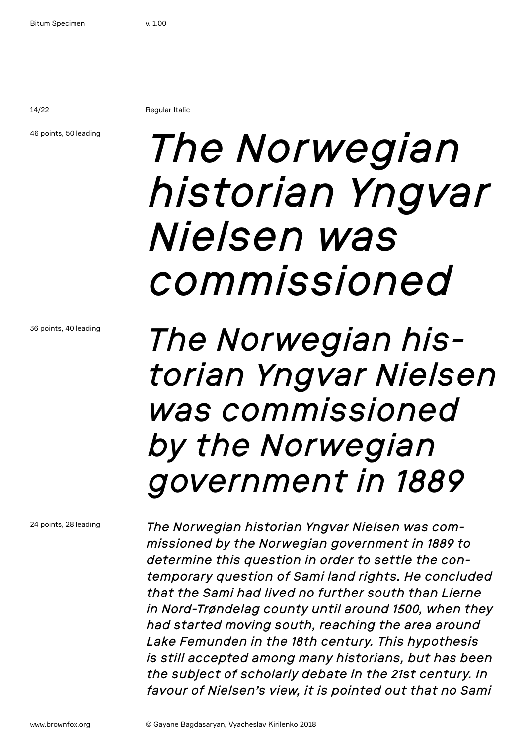Regular Italic

46 points, 50 leading

*The Norwegian historian Yngvar Nielsen was commissioned*

36 points, 40 leading

*The Norwegian his-torian Yngvar Nielsen was commissioned by the Norwegian government in 1889*

24 points, 28 leading

*The Norwegian historian Yngvar Nielsen was com-missioned by the Norwegian government in 1889 to determine this question in order to settle the con-temporary question of Sami land rights. He concluded that the Sami had lived no further south than Lierne in Nord-Trøndelag county until around 1500, when they had started moving south, reaching the area around Lake Femunden in the 18th century. This hypothesis is still accepted among many historians, but has been the subject of scholarly debate in the 21st century. In favour of Nielsen's view, it is pointed out that no Sami*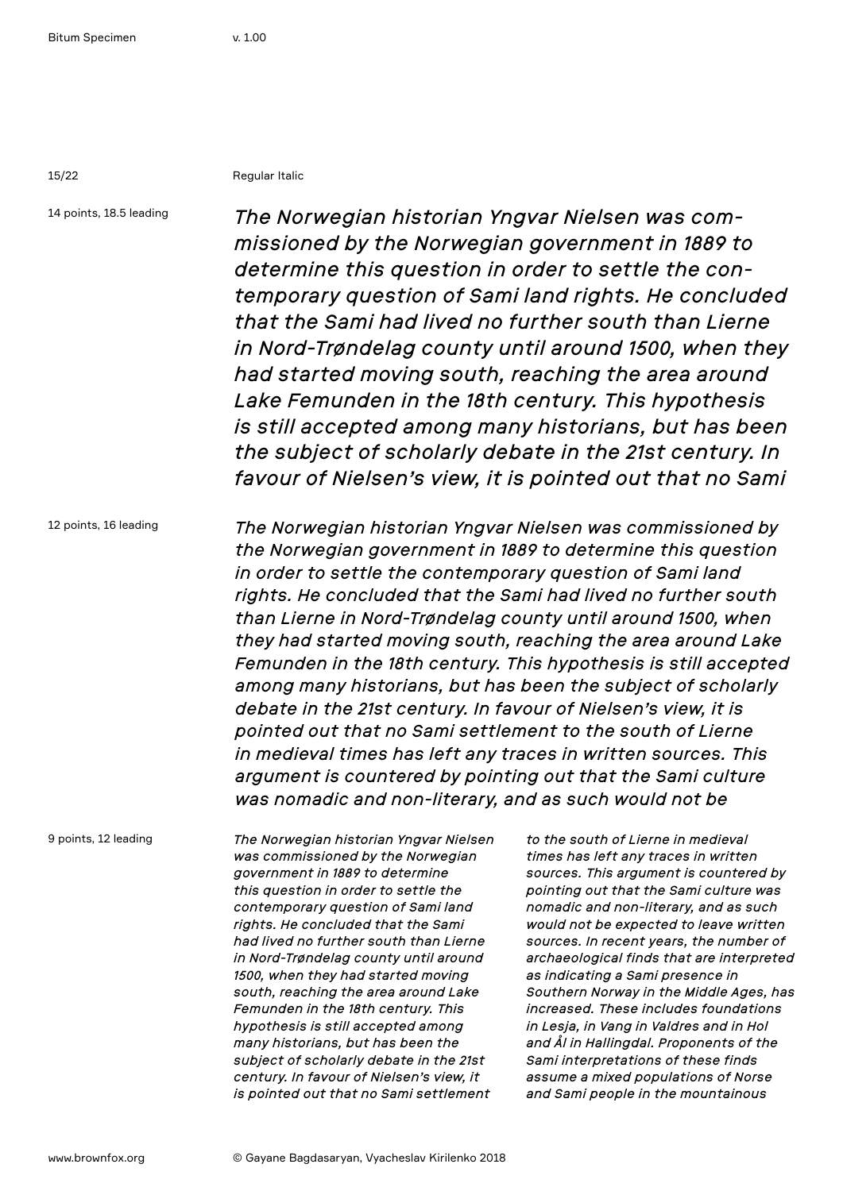Regular Italic

14 points, 18.5 leading

*The Norwegian historian Yngvar Nielsen was commissioned by the Norwegian government in 1889 to determine this question in order to settle the contemporary question of Sami land rights. He concluded that the Sami had lived no further south than Lierne in Nord-Trøndelag county until around 1500, when they had started moving south, reaching the area around Lake Femunden in the 18th century. This hypothesis is still accepted among many historians, but has been the subject of scholarly debate in the 21st century. In favour of Nielsen's view, it is pointed out that no Sami*

12 points, 16 leading

*The Norwegian historian Yngvar Nielsen was commissioned by the Norwegian government in 1889 to determine this question in order to settle the contemporary question of Sami land rights. He concluded that the Sami had lived no further south than Lierne in Nord-Trøndelag county until around 1500, when they had started moving south, reaching the area around Lake Femunden in the 18th century. This hypothesis is still accepted among many historians, but has been the subject of scholarly debate in the 21st century. In favour of Nielsen's view, it is pointed out that no Sami settlement to the south of Lierne in medieval times has left any traces in written sources. This argument is countered by pointing out that the Sami culture was nomadic and non-literary, and as such would not be*

9 points, 12 leading

*The Norwegian historian Yngvar Nielsen was commissioned by the Norwegian government in 1889 to determine this question in order to settle the contemporary question of Sami land rights. He concluded that the Sami had lived no further south than Lierne in Nord-Trøndelag county until around 1500, when they had started moving south, reaching the area around Lake Femunden in the 18th century. This hypothesis is still accepted among many historians, but has been the subject of scholarly debate in the 21st century. In favour of Nielsen's view, it is pointed out that no Sami settlement to the south of Lierne in medieval times has left any traces in written sources. This argument is countered by pointing out that the Sami culture was nomadic and non-literary, and as such would not be expected to leave written sources. In recent years, the number of archaeological finds that are interpreted as indicating a Sami presence in Southern Norway in the Middle Ages, has increased. These includes foundations in Lesja, in Vang in Valdres and in Hol and Ål in Hallingdal. Proponents of the Sami interpretations of these finds assume a mixed populations of Norse and Sami people in the mountainous*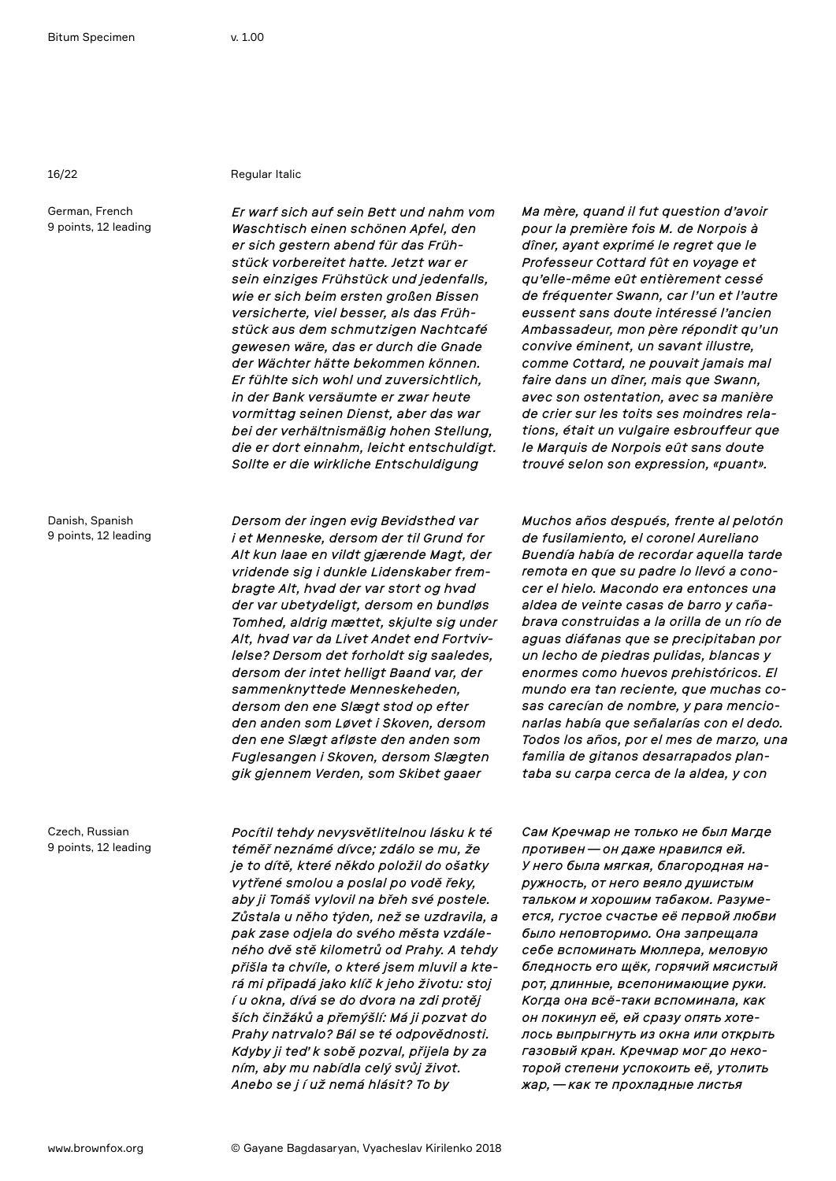Regular Italic

German, French
9 points, 12 leading

*Er warf sich auf sein Bett und nahm vom Waschtisch einen schönen Apfel, den er sich gestern abend für das Frühstück vorbereitet hatte. Jetzt war er sein einziges Frühstück und jedenfalls, wie er sich beim ersten großen Bissen versicherte, viel besser, als das Frühstück aus dem schmutzigen Nachtcafé gewesen wäre, das er durch die Gnade der Wächter hätte bekommen können. Er fühlte sich wohl und zuversichtlich, in der Bank versäumte er zwar heute vormittag seinen Dienst, aber das war bei der verhältnismäßig hohen Stellung, die er dort einnahm, leicht entschuldigt. Sollte er die wirkliche Entschuldigung*

*Ma mère, quand il fut question d'avoir pour la première fois M. de Norpois à dîner, ayant exprimé le regret que le Professeur Cottard fût en voyage et qu'elle-même eût entièrement cessé de fréquenter Swann, car l'un et l'autre eussent sans doute intéressé l'ancien Ambassadeur, mon père répondit qu'un convive éminent, un savant illustre, comme Cottard, ne pouvait jamais mal faire dans un dîner, mais que Swann, avec son ostentation, avec sa manière de crier sur les toits ses moindres relations, était un vulgaire esbrouffeur que le Marquis de Norpois eût sans doute trouvé selon son expression, «puant».*

Danish, Spanish
9 points, 12 leading

*Dersom der ingen evig Bevidsthed var i et Menneske, dersom der til Grund for Alt kun laae en vildt gjærende Magt, der vridende sig i dunkle Lidenskaber frembragte Alt, hvad der var stort og hvad der var ubetydeligt, dersom en bundløs Tomhed, aldrig mættet, skjulte sig under Alt, hvad var da Livet Andet end Fortvivlelse? Dersom det forholdt sig saaledes, dersom der intet helligt Baand var, der sammenknyttede Menneskeheden, dersom den ene Slægt stod op efter den anden som Løvet i Skoven, dersom den ene Slægt afløste den anden som Fuglesangen i Skoven, dersom Slægten gik gjennem Verden, som Skibet gaaer*

*Muchos años después, frente al pelotón de fusilamiento, el coronel Aureliano Buendía había de recordar aquella tarde remota en que su padre lo llevó a conocer el hielo. Macondo era entonces una aldea de veinte casas de barro y cañabrava construidas a la orilla de un río de aguas diáfanas que se precipitaban por un lecho de piedras pulidas, blancas y enormes como huevos prehistóricos. El mundo era tan reciente, que muchas cosas carecían de nombre, y para mencionarlas había que señalarías con el dedo. Todos los años, por el mes de marzo, una familia de gitanos desarrapados plantaba su carpa cerca de la aldea, y con*

Czech, Russian
9 points, 12 leading

*Pocítil tehdy nevysvětlitelnou lásku k té téměř neznámé dívce; zdálo se mu, že je to dítě, které někdo položil do ošatky vytřené smolou a poslal po vodě řeky, aby ji Tomáš vylovil na břeh své postele. Zůstala u něho týden, než se uzdravila, a pak zase odjela do svého města vzdáleného dvě stě kilometrů od Prahy. A tehdy přišla ta chvíle, o které jsem mluvil a která mi připadá jako klíč k jeho životu: stoj í u okna, dívá se do dvora na zdi protěj ších činžáků a přemýšlí: Má ji pozvat do Prahy natrvalo? Bál se té odpovědnosti. Kdyby ji teď k sobě pozval, přijela by za ním, aby mu nabídla celý svůj život. Anebo se j í už nemá hlásit? To by*

*Сам Кречмар не только не был Магде противен — он даже нравился ей. У него была мягкая, благородная наружность, от него веяло душистым тальком и хорошим табаком. Разумеется, густое счастье её первой любви было неповторимо. Она запрещала себе вспоминать Мюллера, меловую бледность его щёк, горячий мясистый рот, длинные, всепонимающие руки. Когда она всё-таки вспоминала, как он покинул её, ей сразу опять захотелось выпрыгнуть из окна или открыть газовый кран. Кречмар мог до некоторой степени успокоить её, утолить жар, — как те прохладные листья*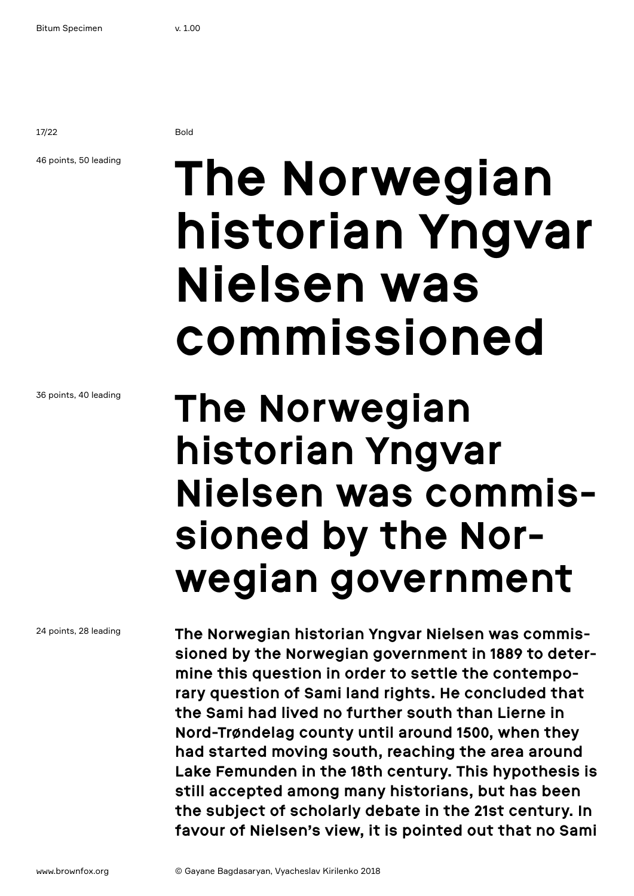Bold

46 points, 50 leading

# The Norwegian historian Yngvar Nielsen was commissioned

36 points, 40 leading

## The Norwegian historian Yngvar Nielsen was commis-sioned by the Nor-wegian government

24 points, 28 leading

**The Norwegian historian Yngvar Nielsen was commis-sioned by the Norwegian government in 1889 to deter-mine this question in order to settle the contempo-rary question of Sami land rights. He concluded that the Sami had lived no further south than Lierne in Nord-Trøndelag county until around 1500, when they had started moving south, reaching the area around Lake Femunden in the 18th century. This hypothesis is still accepted among many historians, but has been the subject of scholarly debate in the 21st century. In favour of Nielsen's view, it is pointed out that no Sami**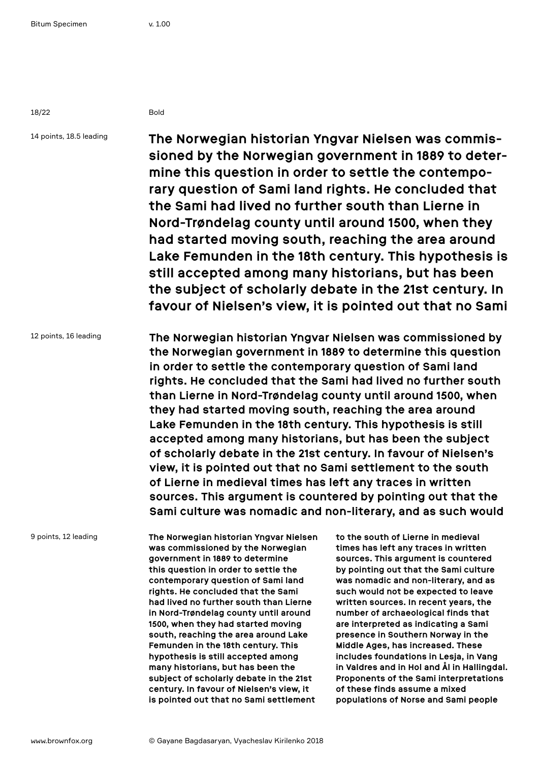Bold

14 points, 18.5 leading

**The Norwegian historian Yngvar Nielsen was commissioned by the Norwegian government in 1889 to determine this question in order to settle the contemporary question of Sami land rights. He concluded that the Sami had lived no further south than Lierne in Nord-Trøndelag county until around 1500, when they had started moving south, reaching the area around Lake Femunden in the 18th century. This hypothesis is still accepted among many historians, but has been the subject of scholarly debate in the 21st century. In favour of Nielsen's view, it is pointed out that no Sami**

12 points, 16 leading

**The Norwegian historian Yngvar Nielsen was commissioned by the Norwegian government in 1889 to determine this question in order to settle the contemporary question of Sami land rights. He concluded that the Sami had lived no further south than Lierne in Nord-Trøndelag county until around 1500, when they had started moving south, reaching the area around Lake Femunden in the 18th century. This hypothesis is still accepted among many historians, but has been the subject of scholarly debate in the 21st century. In favour of Nielsen's view, it is pointed out that no Sami settlement to the south of Lierne in medieval times has left any traces in written sources. This argument is countered by pointing out that the Sami culture was nomadic and non-literary, and as such would**

9 points, 12 leading

**The Norwegian historian Yngvar Nielsen was commissioned by the Norwegian government in 1889 to determine this question in order to settle the contemporary question of Sami land rights. He concluded that the Sami had lived no further south than Lierne in Nord-Trøndelag county until around 1500, when they had started moving south, reaching the area around Lake Femunden in the 18th century. This hypothesis is still accepted among many historians, but has been the subject of scholarly debate in the 21st century. In favour of Nielsen's view, it is pointed out that no Sami settlement to the south of Lierne in medieval times has left any traces in written sources. This argument is countered by pointing out that the Sami culture was nomadic and non-literary, and as such would not be expected to leave written sources. In recent years, the number of archaeological finds that are interpreted as indicating a Sami presence in Southern Norway in the Middle Ages, has increased. These includes foundations in Lesja, in Vang in Valdres and in Hol and Ål in Hallingdal. Proponents of the Sami interpretations of these finds assume a mixed populations of Norse and Sami people**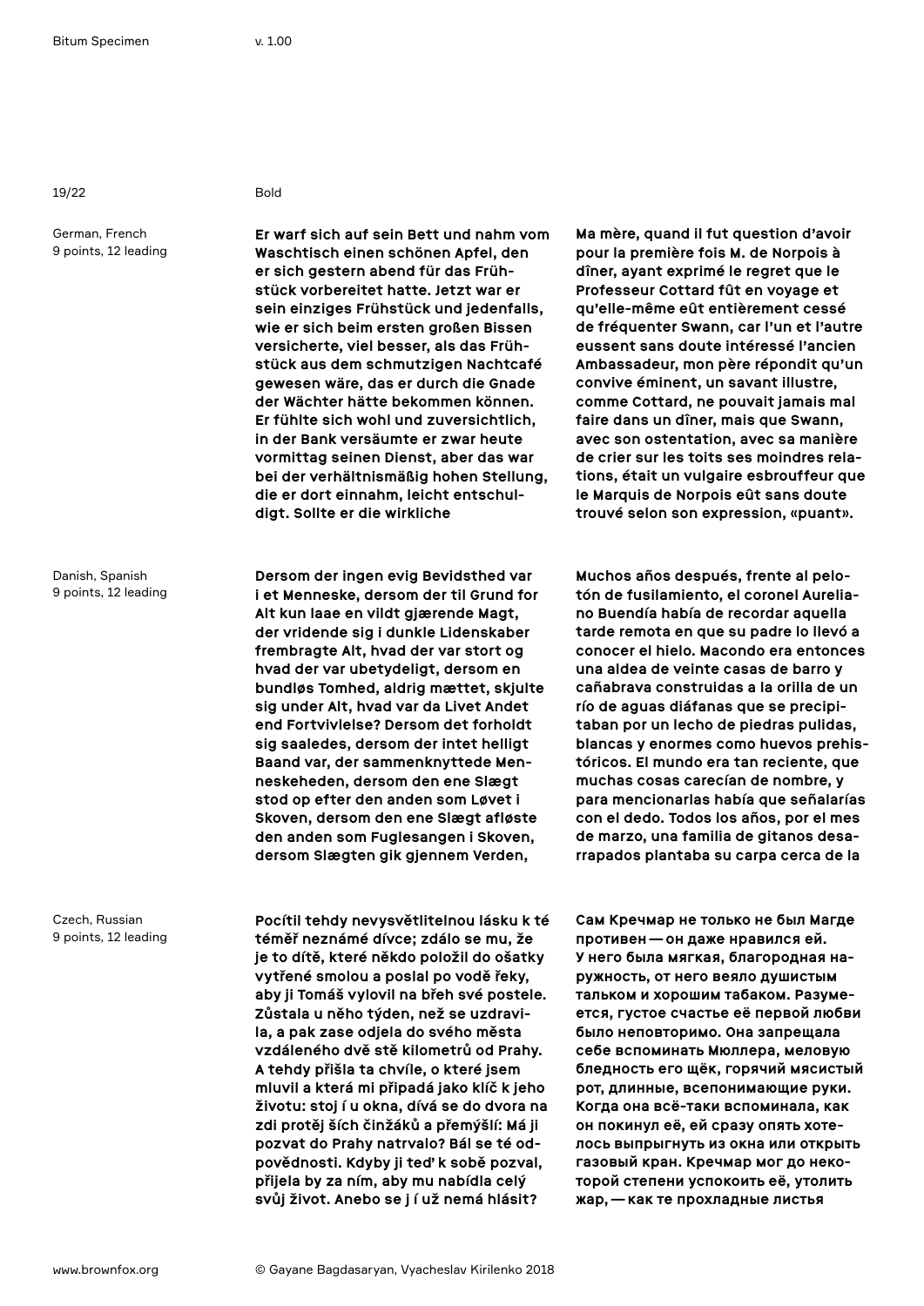Bold

German, French
9 points, 12 leading

**Er warf sich auf sein Bett und nahm vom Waschtisch einen schönen Apfel, den er sich gestern abend für das Frühstück vorbereitet hatte. Jetzt war er sein einziges Frühstück und jedenfalls, wie er sich beim ersten großen Bissen versicherte, viel besser, als das Frühstück aus dem schmutzigen Nachtcafé gewesen wäre, das er durch die Gnade der Wächter hätte bekommen können. Er fühlte sich wohl und zuversichtlich, in der Bank versäumte er zwar heute vormittag seinen Dienst, aber das war bei der verhältnismäßig hohen Stellung, die er dort einnahm, leicht entschuldigt. Sollte er die wirkliche**

**Ma mère, quand il fut question d'avoir pour la première fois M. de Norpois à dîner, ayant exprimé le regret que le Professeur Cottard fût en voyage et qu'elle-même eût entièrement cessé de fréquenter Swann, car l'un et l'autre eussent sans doute intéressé l'ancien Ambassadeur, mon père répondit qu'un convive éminent, un savant illustre, comme Cottard, ne pouvait jamais mal faire dans un dîner, mais que Swann, avec son ostentation, avec sa manière de crier sur les toits ses moindres relations, était un vulgaire esbrouffeur que le Marquis de Norpois eût sans doute trouvé selon son expression, «puant».**

Danish, Spanish
9 points, 12 leading

**Dersom der ingen evig Bevidsthed var i et Menneske, dersom der til Grund for Alt kun laae en vildt gjærende Magt, der vridende sig i dunkle Lidenskaber frembragte Alt, hvad der var stort og hvad der var ubetydeligt, dersom en bundløs Tomhed, aldrig mættet, skjulte sig under Alt, hvad var da Livet Andet end Fortvivlelse? Dersom det forholdt sig saaledes, dersom der intet helligt Baand var, der sammenknyttede Menneskeheden, dersom den ene Slægt stod op efter den anden som Løvet i Skoven, dersom den ene Slægt afløste den anden som Fuglesangen i Skoven, dersom Slægten gik gjennem Verden,**

**Muchos años después, frente al pelotón de fusilamiento, el coronel Aureliano Buendía había de recordar aquella tarde remota en que su padre lo llevó a conocer el hielo. Macondo era entonces una aldea de veinte casas de barro y cañabrava construidas a la orilla de un río de aguas diáfanas que se precipitaban por un lecho de piedras pulidas, blancas y enormes como huevos prehistóricos. El mundo era tan reciente, que muchas cosas carecían de nombre, y para mencionarlas había que señalarías con el dedo. Todos los años, por el mes de marzo, una familia de gitanos desarrapados plantaba su carpa cerca de la**

Czech, Russian
9 points, 12 leading

**Pocítil tehdy nevysvětlitelnou lásku k té téměř neznámé dívce; zdálo se mu, že je to dítě, které někdo položil do ošatky vytřené smolou a poslal po vodě řeky, aby ji Tomáš vylovil na břeh své postele. Zůstala u něho týden, než se uzdravila, a pak zase odjela do svého města vzdáleného dvě stě kilometrů od Prahy. A tehdy přišla ta chvíle, o které jsem mluvil a která mi připadá jako klíč k jeho životu: stoj í u okna, dívá se do dvora na zdi protěj ších činžáků a přemýšlí: Má ji pozvat do Prahy natrvalo? Bál se té odpovědnosti. Kdyby ji teď k sobě pozval, přijela by za ním, aby mu nabídla celý svůj život. Anebo se j í už nemá hlásit?**

**Сам Кречмар не только не был Магде противен — он даже нравился ей. У него была мягкая, благородная наружность, от него веяло душистым тальком и хорошим табаком. Разумеется, густое счастье её первой любви было неповторимо. Она запрещала себе вспоминать Мюллера, меловую бледность его щёк, горячий мясистый рот, длинные, всепонимающие руки. Когда она всё-таки вспоминала, как он покинул её, ей сразу опять хотелось выпрыгнуть из окна или открыть газовый кран. Кречмар мог до некоторой степени успокоить её, утолить жар, — как те прохладные листья**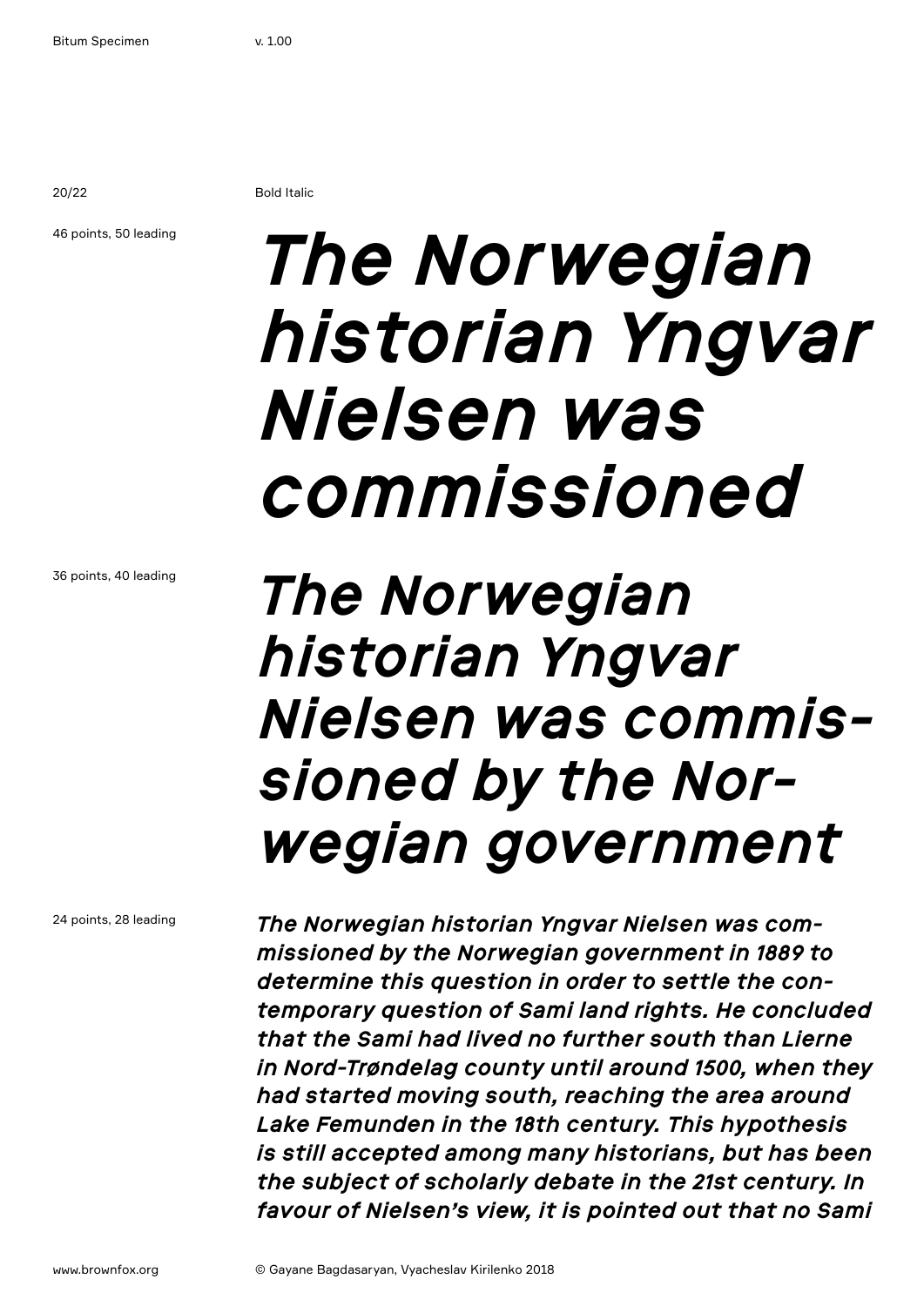Bold Italic

46 points, 50 leading

***The Norwegian historian Yngvar Nielsen was commissioned***

36 points, 40 leading

***The Norwegian historian Yngvar Nielsen was commis-sioned by the Nor-wegian government***

24 points, 28 leading

***The Norwegian historian Yngvar Nielsen was com-missioned by the Norwegian government in 1889 to determine this question in order to settle the con-temporary question of Sami land rights. He concluded that the Sami had lived no further south than Lierne in Nord-Trøndelag county until around 1500, when they had started moving south, reaching the area around Lake Femunden in the 18th century. This hypothesis is still accepted among many historians, but has been the subject of scholarly debate in the 21st century. In favour of Nielsen's view, it is pointed out that no Sami***

www.brownfox.org

© Gayane Bagdasaryan, Vyacheslav Kirilenko 2018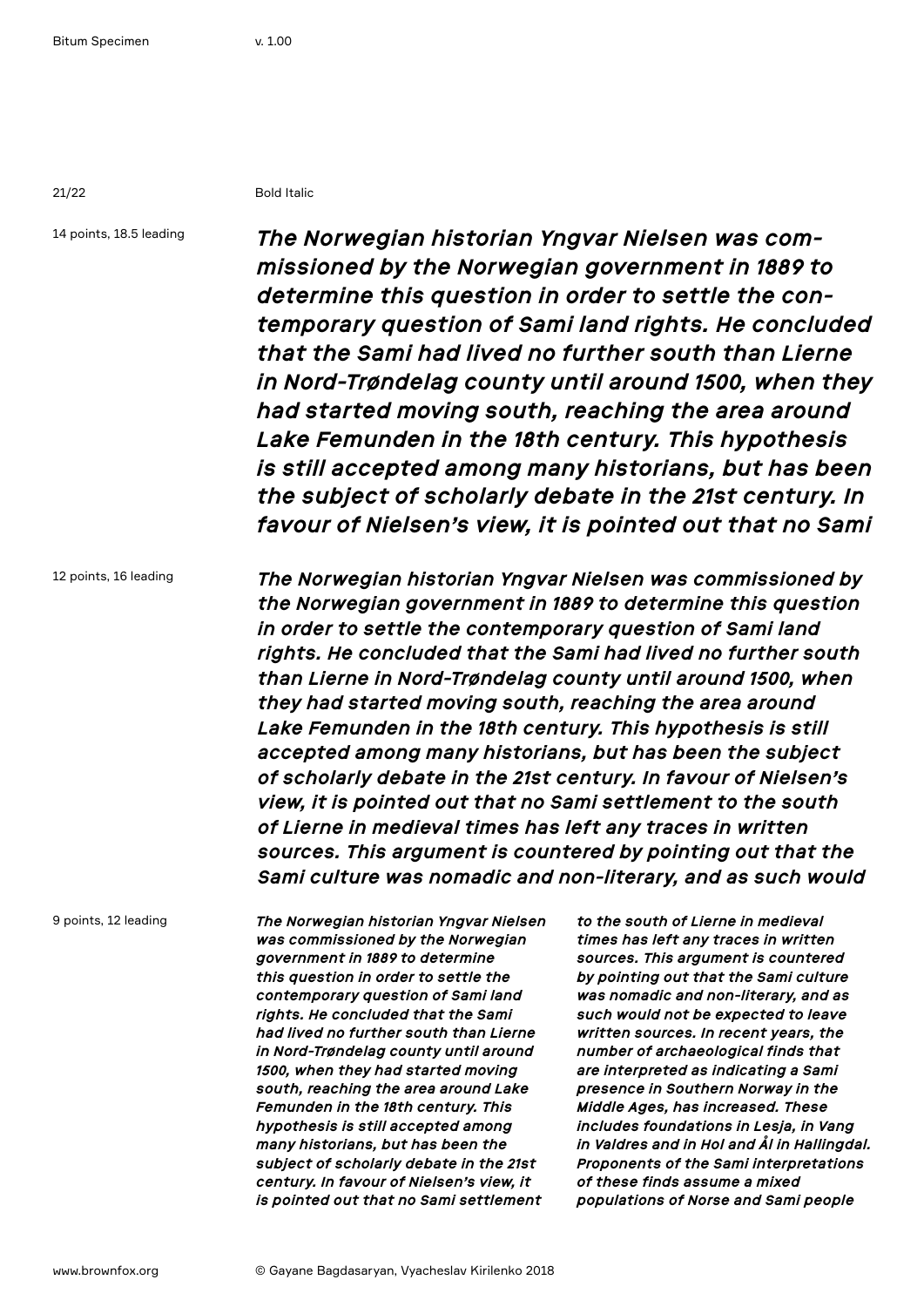Bold Italic

14 points, 18.5 leading

***The Norwegian historian Yngvar Nielsen was commissioned by the Norwegian government in 1889 to determine this question in order to settle the contemporary question of Sami land rights. He concluded that the Sami had lived no further south than Lierne in Nord-Trøndelag county until around 1500, when they had started moving south, reaching the area around Lake Femunden in the 18th century. This hypothesis is still accepted among many historians, but has been the subject of scholarly debate in the 21st century. In favour of Nielsen's view, it is pointed out that no Sami***

12 points, 16 leading

***The Norwegian historian Yngvar Nielsen was commissioned by the Norwegian government in 1889 to determine this question in order to settle the contemporary question of Sami land rights. He concluded that the Sami had lived no further south than Lierne in Nord-Trøndelag county until around 1500, when they had started moving south, reaching the area around Lake Femunden in the 18th century. This hypothesis is still accepted among many historians, but has been the subject of scholarly debate in the 21st century. In favour of Nielsen's view, it is pointed out that no Sami settlement to the south of Lierne in medieval times has left any traces in written sources. This argument is countered by pointing out that the Sami culture was nomadic and non-literary, and as such would***

9 points, 12 leading

***The Norwegian historian Yngvar Nielsen was commissioned by the Norwegian government in 1889 to determine this question in order to settle the contemporary question of Sami land rights. He concluded that the Sami had lived no further south than Lierne in Nord-Trøndelag county until around 1500, when they had started moving south, reaching the area around Lake Femunden in the 18th century. This hypothesis is still accepted among many historians, but has been the subject of scholarly debate in the 21st century. In favour of Nielsen's view, it is pointed out that no Sami settlement to the south of Lierne in medieval times has left any traces in written sources. This argument is countered by pointing out that the Sami culture was nomadic and non-literary, and as such would not be expected to leave written sources. In recent years, the number of archaeological finds that are interpreted as indicating a Sami presence in Southern Norway in the Middle Ages, has increased. These includes foundations in Lesja, in Vang in Valdres and in Hol and Ål in Hallingdal. Proponents of the Sami interpretations of these finds assume a mixed populations of Norse and Sami people***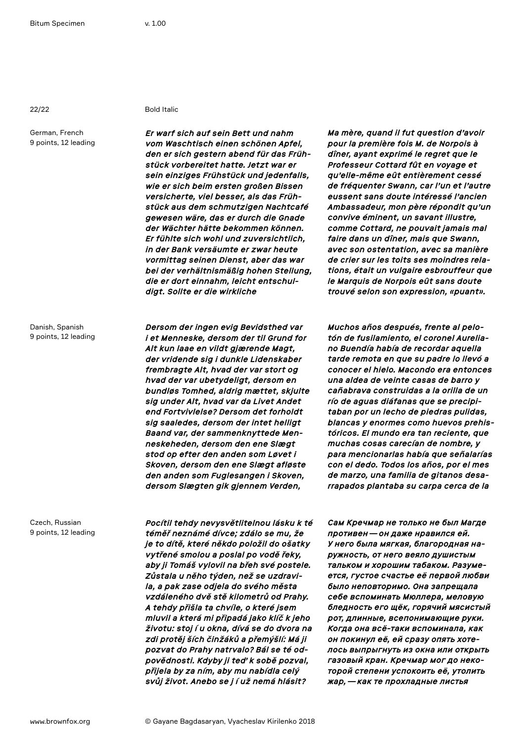Bold Italic

German, French
9 points, 12 leading

***Er warf sich auf sein Bett und nahm vom Waschtisch einen schönen Apfel, den er sich gestern abend für das Frühstück vorbereitet hatte. Jetzt war er sein einziges Frühstück und jedenfalls, wie er sich beim ersten großen Bissen versicherte, viel besser, als das Frühstück aus dem schmutzigen Nachtcafé gewesen wäre, das er durch die Gnade der Wächter hätte bekommen können. Er fühlte sich wohl und zuversichtlich, in der Bank versäumte er zwar heute vormittag seinen Dienst, aber das war bei der verhältnismäßig hohen Stellung, die er dort einnahm, leicht entschuldigt. Sollte er die wirkliche***

***Ma mère, quand il fut question d'avoir pour la première fois M. de Norpois à dîner, ayant exprimé le regret que le Professeur Cottard fût en voyage et qu'elle-même eût entièrement cessé de fréquenter Swann, car l'un et l'autre eussent sans doute intéressé l'ancien Ambassadeur, mon père répondit qu'un convive éminent, un savant illustre, comme Cottard, ne pouvait jamais mal faire dans un dîner, mais que Swann, avec son ostentation, avec sa manière de crier sur les toits ses moindres relations, était un vulgaire esbrouffeur que le Marquis de Norpois eût sans doute trouvé selon son expression, «puant».***

Danish, Spanish
9 points, 12 leading

***Dersom der ingen evig Bevidsthed var i et Menneske, dersom der til Grund for Alt kun laae en vildt gjærende Magt, der vridende sig i dunkle Lidenskaber frembragte Alt, hvad der var stort og hvad der var ubetydeligt, dersom en bundløs Tomhed, aldrig mættet, skjulte sig under Alt, hvad var da Livet Andet end Fortvivlelse? Dersom det forholdt sig saaledes, dersom der intet helligt Baand var, der sammenknyttede Menneskeheden, dersom den ene Slægt stod op efter den anden som Løvet i Skoven, dersom den ene Slægt afløste den anden som Fuglesangen i Skoven, dersom Slægten gik gjennem Verden,***

***Muchos años después, frente al pelotón de fusilamiento, el coronel Aureliano Buendía había de recordar aquella tarde remota en que su padre lo llevó a conocer el hielo. Macondo era entonces una aldea de veinte casas de barro y cañabrava construidas a la orilla de un río de aguas diáfanas que se precipitaban por un lecho de piedras pulidas, blancas y enormes como huevos prehistóricos. El mundo era tan reciente, que muchas cosas carecían de nombre, y para mencionarlas había que señalarías con el dedo. Todos los años, por el mes de marzo, una familia de gitanos desarrapados plantaba su carpa cerca de la***

Czech, Russian
9 points, 12 leading

***Pocítil tehdy nevysvětlitelnou lásku k té téměř neznámé dívce; zdálo se mu, že je to dítě, které někdo položil do ošatky vytřené smolou a poslal po vodě řeky, aby ji Tomáš vylovil na břeh své postele. Zůstala u něho týden, než se uzdravila, a pak zase odjela do svého města vzdáleného dvě stě kilometrů od Prahy. A tehdy přišla ta chvíle, o které jsem mluvil a která mi připadá jako klíč k jeho životu: stoj í u okna, dívá se do dvora na zdi protěj ších činžáků a přemýšlí: Má ji pozvat do Prahy natrvalo? Bál se té odpovědnosti. Kdyby ji teď k sobě pozval, přijela by za ním, aby mu nabídla celý svůj život. Anebo se j í už nemá hlásit?***

***Сам Кречмар не только не был Магде противен — он даже нравился ей. У него была мягкая, благородная наружность, от него веяло душистым тальком и хорошим табаком. Разумеется, густое счастье её первой любви было неповторимо. Она запрещала себе вспоминать Мюллера, меловую бледность его щёк, горячий мясистый рот, длинные, всепонимающие руки. Когда она всё-таки вспоминала, как он покинул её, ей сразу опять захотелось выпрыгнуть из окна или открыть газовый кран. Кречмар мог до некоторой степени успокоить её, утолить жар, — как те прохладные листья***